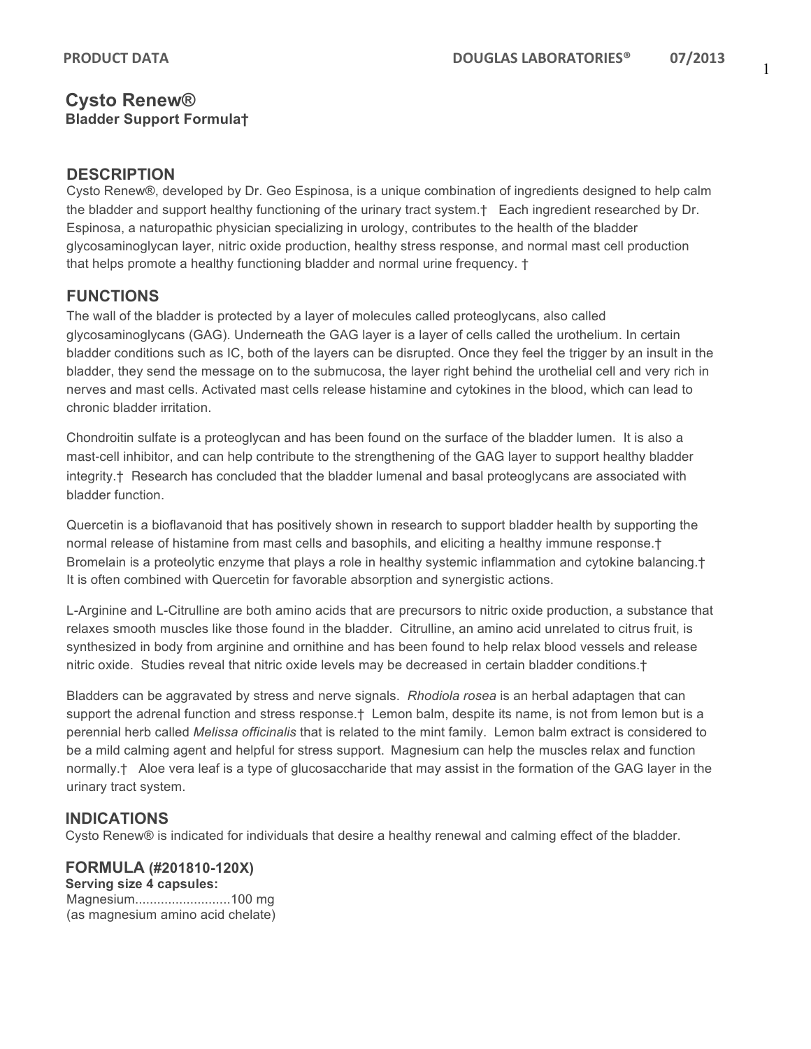# Cysto Renew®

**Bladder Support Formula†**

## DESCRIPTION

Cysto Renew®, developed by Dr. Geo Espinosa, is a unique combination of ingredients designed to help calm the bladder and support healthy functioning of the urinary tract system.† Each ingredient researched by Dr. Espinosa, a naturopathic physician specializing in urology, contributes to the health of the bladder glycosaminoglycan layer, nitric oxide production, healthy stress response, and normal mast cell production that helps promote a healthy functioning bladder and normal urine frequency. †

## FUNCTIONS

The wall of the bladder is protected by a layer of molecules called proteoglycans, also called glycosaminoglycans (GAG). Underneath the GAG layer is a layer of cells called the urothelium. In certain bladder conditions such as IC, both of the layers can be disrupted. Once they feel the trigger by an insult in the bladder, they send the message on to the submucosa, the layer right behind the urothelial cell and very rich in nerves and mast cells. Activated mast cells release histamine and cytokines in the blood, which can lead to chronic bladder irritation.

Chondroitin sulfate is a proteoglycan and has been found on the surface of the bladder lumen. It is also a mast-cell inhibitor, and can help contribute to the strengthening of the GAG layer to support healthy bladder integrity.† Research has concluded that the bladder lumenal and basal proteoglycans are associated with bladder function.

Quercetin is a bioflavanoid that has positively shown in research to support bladder health by supporting the normal release of histamine from mast cells and basophils, and eliciting a healthy immune response.† Bromelain is a proteolytic enzyme that plays a role in healthy systemic inflammation and cytokine balancing.† It is often combined with Quercetin for favorable absorption and synergistic actions.

L-Arginine and L-Citrulline are both amino acids that are precursors to nitric oxide production, a substance that relaxes smooth muscles like those found in the bladder. Citrulline, an amino acid unrelated to citrus fruit, is synthesized in body from arginine and ornithine and has been found to help relax blood vessels and release nitric oxide. Studies reveal that nitric oxide levels may be decreased in certain bladder conditions.†

Bladders can be aggravated by stress and nerve signals. *Rhodiola rosea* is an herbal adaptagen that can support the adrenal function and stress response.† Lemon balm, despite its name, is not from lemon but is a perennial herb called *Melissa officinalis* that is related to the mint family. Lemon balm extract is considered to be a mild calming agent and helpful for stress support. Magnesium can help the muscles relax and function normally.† Aloe vera leaf is a type of glucosaccharide that may assist in the formation of the GAG layer in the urinary tract system.

## INDICATIONS

Cysto Renew® is indicated for individuals that desire a healthy renewal and calming effect of the bladder.

## FORMULA (#201810-120X)

**Serving size 4 capsules:**

Magnesium..........................100 mg
(as magnesium amino acid chelate)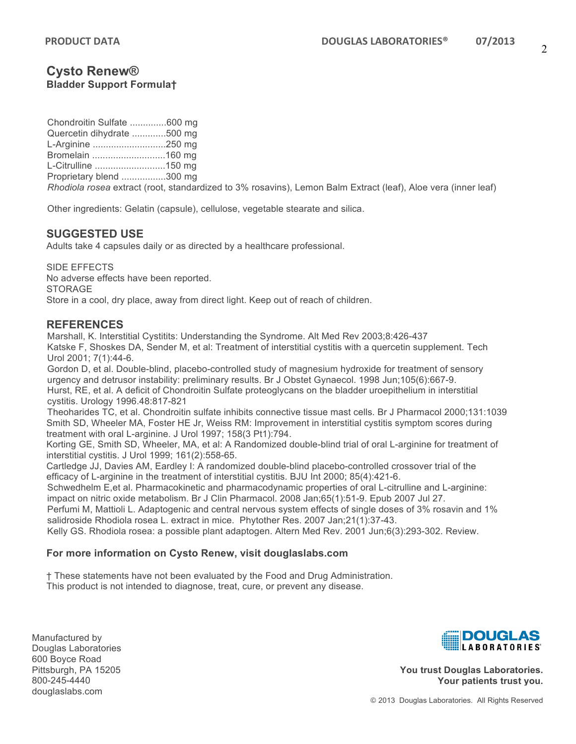# Cysto Renew®

**Bladder Support Formula†**

Chondroitin Sulfate ..............600 mg
Quercetin dihydrate .............500 mg
L-Arginine ............................250 mg
Bromelain ............................160 mg
L-Citrulline ...........................150 mg
Proprietary blend .................300 mg
*Rhodiola rosea* extract (root, standardized to 3% rosavins), Lemon Balm Extract (leaf), Aloe vera (inner leaf)

Other ingredients: Gelatin (capsule), cellulose, vegetable stearate and silica.

## SUGGESTED USE

Adults take 4 capsules daily or as directed by a healthcare professional.

SIDE EFFECTS
No adverse effects have been reported.
STORAGE
Store in a cool, dry place, away from direct light. Keep out of reach of children.

## REFERENCES

Marshall, K. Interstitial Cystitits: Understanding the Syndrome. Alt Med Rev 2003;8:426-437
Katske F, Shoskes DA, Sender M, et al: Treatment of interstitial cystitis with a quercetin supplement. Tech Urol 2001; 7(1):44-6.
Gordon D, et al. Double-blind, placebo-controlled study of magnesium hydroxide for treatment of sensory urgency and detrusor instability: preliminary results. Br J Obstet Gynaecol. 1998 Jun;105(6):667-9.
Hurst, RE, et al. A deficit of Chondroitin Sulfate proteoglycans on the bladder uroepithelium in interstitial cystitis. Urology 1996.48:817-821
Theoharides TC, et al. Chondroitin sulfate inhibits connective tissue mast cells. Br J Pharmacol 2000;131:1039
Smith SD, Wheeler MA, Foster HE Jr, Weiss RM: Improvement in interstitial cystitis symptom scores during treatment with oral L-arginine. J Urol 1997; 158(3 Pt1):794.
Korting GE, Smith SD, Wheeler, MA, et al: A Randomized double-blind trial of oral L-arginine for treatment of interstitial cystitis. J Urol 1999; 161(2):558-65.
Cartledge JJ, Davies AM, Eardley I: A randomized double-blind placebo-controlled crossover trial of the efficacy of L-arginine in the treatment of interstitial cystitis. BJU Int 2000; 85(4):421-6.
Schwedhelm E,et al. Pharmacokinetic and pharmacodynamic properties of oral L-citrulline and L-arginine: impact on nitric oxide metabolism. Br J Clin Pharmacol. 2008 Jan;65(1):51-9. Epub 2007 Jul 27.
Perfumi M, Mattioli L. Adaptogenic and central nervous system effects of single doses of 3% rosavin and 1% salidroside Rhodiola rosea L. extract in mice. Phytother Res. 2007 Jan;21(1):37-43.
Kelly GS. Rhodiola rosea: a possible plant adaptogen. Altern Med Rev. 2001 Jun;6(3):293-302. Review.

**For more information on Cysto Renew, visit douglaslabs.com**

† These statements have not been evaluated by the Food and Drug Administration.
This product is not intended to diagnose, treat, cure, or prevent any disease.

Manufactured by
Douglas Laboratories
600 Boyce Road
Pittsburgh, PA 15205
800-245-4440
douglaslabs.com

DOUGLAS LABORATORIES®

**You trust Douglas Laboratories.**
**Your patients trust you.**

© 2013 Douglas Laboratories. All Rights Reserved